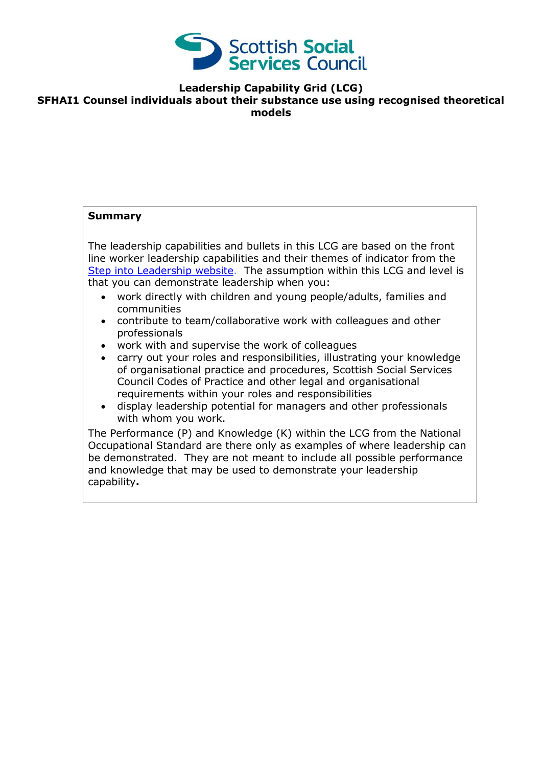Scottish Social Services Council

**Leadership Capability Grid (LCG)**

**SFHAI1 Counsel individuals about their substance use using recognised theoretical models**

**Summary**

The leadership capabilities and bullets in this LCG are based on the front line worker leadership capabilities and their themes of indicator from the [Step into Leadership website](). The assumption within this LCG and level is that you can demonstrate leadership when you:

- work directly with children and young people/adults, families and communities
- contribute to team/collaborative work with colleagues and other professionals
- work with and supervise the work of colleagues
- carry out your roles and responsibilities, illustrating your knowledge of organisational practice and procedures, Scottish Social Services Council Codes of Practice and other legal and organisational requirements within your roles and responsibilities
- display leadership potential for managers and other professionals with whom you work.

The Performance (P) and Knowledge (K) within the LCG from the National Occupational Standard are there only as examples of where leadership can be demonstrated. They are not meant to include all possible performance and knowledge that may be used to demonstrate your leadership capability**.**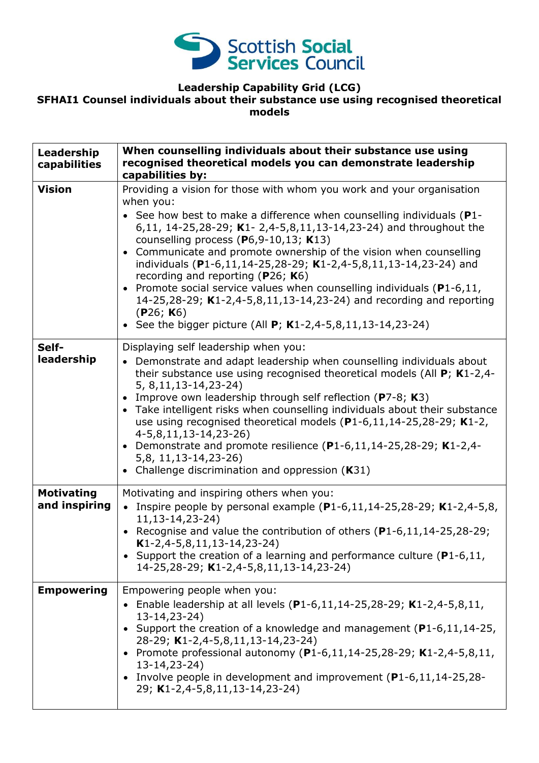Scottish Social Services Council

**Leadership Capability Grid (LCG)**
**SFHAI1 Counsel individuals about their substance use using recognised theoretical models**

| **Leadership capabilities** | **When counselling individuals about their substance use using recognised theoretical models you can demonstrate leadership capabilities by:** |
| --- | --- |
| **Vision** | Providing a vision for those with whom you work and your organisation when you:<br>• See how best to make a difference when counselling individuals (**P**1-6,11, 14-25,28-29; **K**1- 2,4-5,8,11,13-14,23-24) and throughout the counselling process (**P**6,9-10,13; **K**13)<br>• Communicate and promote ownership of the vision when counselling individuals (**P**1-6,11,14-25,28-29; **K**1-2,4-5,8,11,13-14,23-24) and recording and reporting (**P**26; **K**6)<br>• Promote social service values when counselling individuals (**P**1-6,11, 14-25,28-29; **K**1-2,4-5,8,11,13-14,23-24) and recording and reporting (**P**26; **K**6)<br>• See the bigger picture (All **P**; **K**1-2,4-5,8,11,13-14,23-24) |
| **Self-leadership** | Displaying self leadership when you:<br>• Demonstrate and adapt leadership when counselling individuals about their substance use using recognised theoretical models (All **P**; **K**1-2,4-5, 8,11,13-14,23-24)<br>• Improve own leadership through self reflection (**P**7-8; **K**3)<br>• Take intelligent risks when counselling individuals about their substance use using recognised theoretical models (**P**1-6,11,14-25,28-29; **K**1-2, 4-5,8,11,13-14,23-26)<br>• Demonstrate and promote resilience (**P**1-6,11,14-25,28-29; **K**1-2,4-5,8, 11,13-14,23-26)<br>• Challenge discrimination and oppression (**K**31) |
| **Motivating and inspiring** | Motivating and inspiring others when you:<br>• Inspire people by personal example (**P**1-6,11,14-25,28-29; **K**1-2,4-5,8, 11,13-14,23-24)<br>• Recognise and value the contribution of others (**P**1-6,11,14-25,28-29; **K**1-2,4-5,8,11,13-14,23-24)<br>• Support the creation of a learning and performance culture (**P**1-6,11, 14-25,28-29; **K**1-2,4-5,8,11,13-14,23-24) |
| **Empowering** | Empowering people when you:<br>• Enable leadership at all levels (**P**1-6,11,14-25,28-29; **K**1-2,4-5,8,11, 13-14,23-24)<br>• Support the creation of a knowledge and management (**P**1-6,11,14-25, 28-29; **K**1-2,4-5,8,11,13-14,23-24)<br>• Promote professional autonomy (**P**1-6,11,14-25,28-29; **K**1-2,4-5,8,11, 13-14,23-24)<br>• Involve people in development and improvement (**P**1-6,11,14-25,28-29; **K**1-2,4-5,8,11,13-14,23-24) |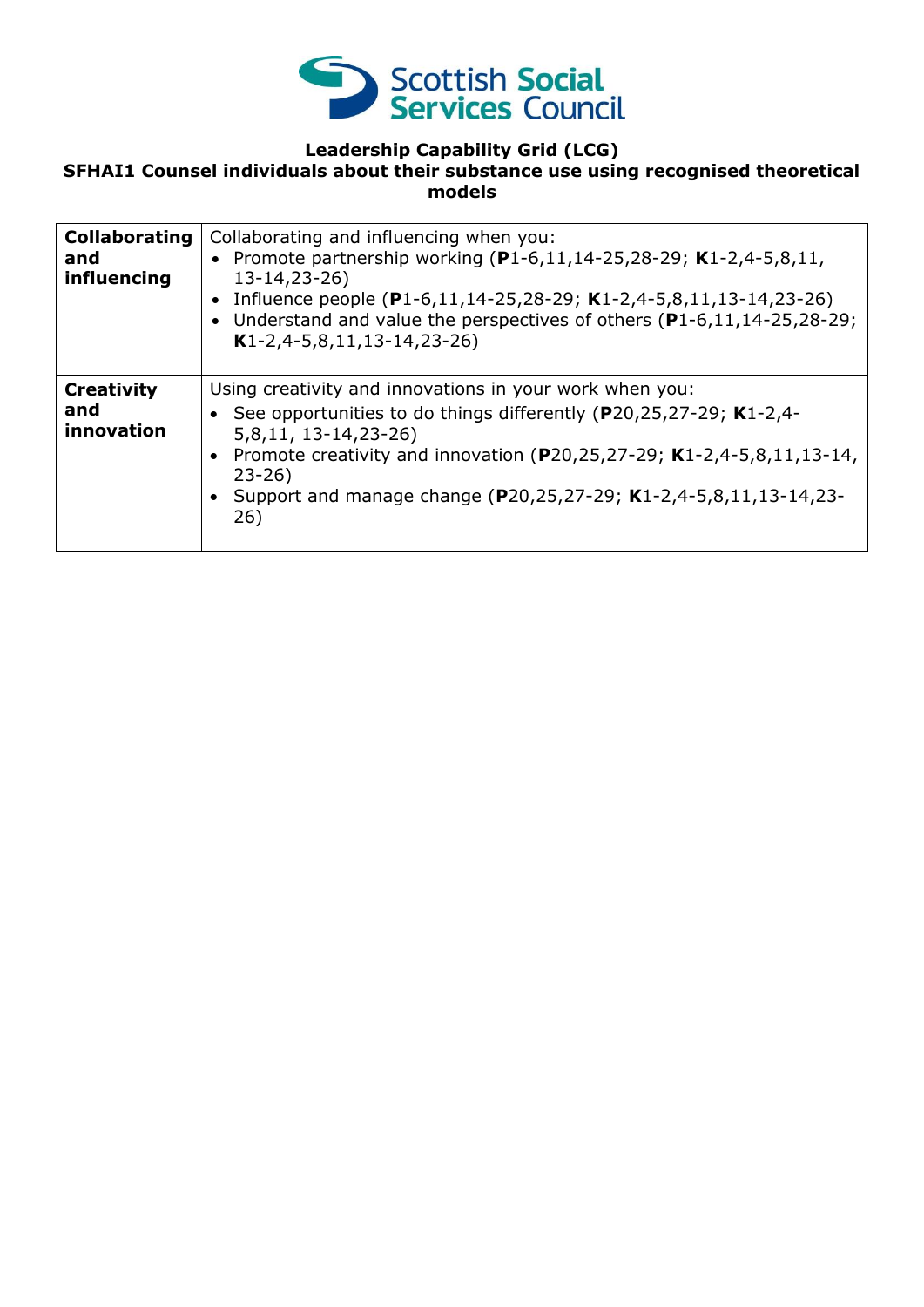**Leadership Capability Grid (LCG)**
**SFHAI1 Counsel individuals about their substance use using recognised theoretical models**

| | |
|---|---|
| **Collaborating and influencing** | Collaborating and influencing when you:<br>• Promote partnership working (**P**1-6,11,14-25,28-29; **K**1-2,4-5,8,11, 13-14,23-26)<br>• Influence people (**P**1-6,11,14-25,28-29; **K**1-2,4-5,8,11,13-14,23-26)<br>• Understand and value the perspectives of others (**P**1-6,11,14-25,28-29; **K**1-2,4-5,8,11,13-14,23-26) |
| **Creativity and innovation** | Using creativity and innovations in your work when you:<br>• See opportunities to do things differently (**P**20,25,27-29; **K**1-2,4-5,8,11, 13-14,23-26)<br>• Promote creativity and innovation (**P**20,25,27-29; **K**1-2,4-5,8,11,13-14, 23-26)<br>• Support and manage change (**P**20,25,27-29; **K**1-2,4-5,8,11,13-14,23-26) |